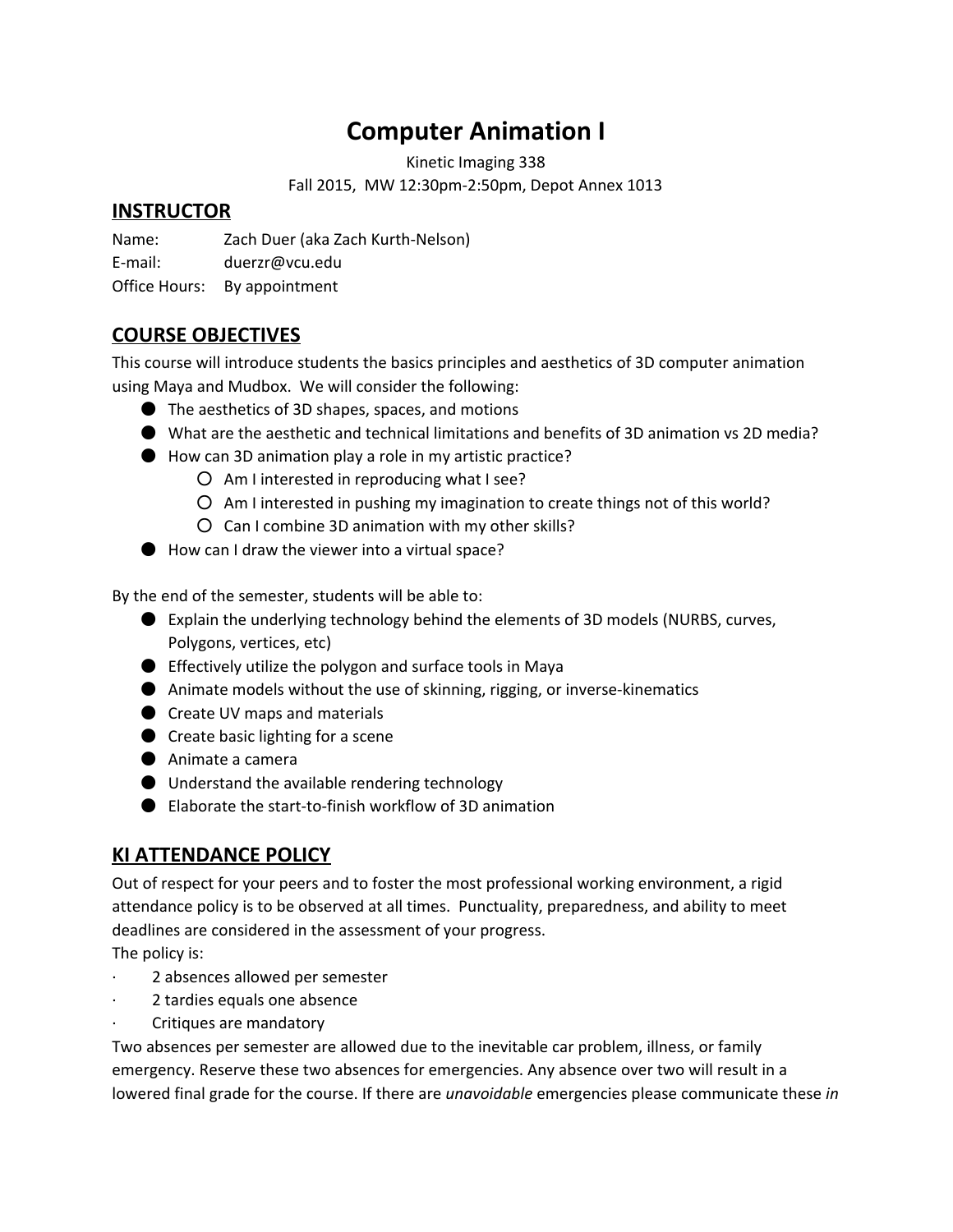# Computer Animation I

Kinetic Imaging 338

Fall 2015, MW 12:30pm-2:50pm, Depot Annex 1013

## INSTRUCTOR

Name: Zach Duer (aka Zach Kurth-Nelson)

E-mail: duerzr@vcu.edu

Office Hours: By appointment

## COURSE OBJECTIVES

This course will introduce students the basics principles and aesthetics of 3D computer animation using Maya and Mudbox. We will consider the following:

- The aesthetics of 3D shapes, spaces, and motions
- What are the aesthetic and technical limitations and benefits of 3D animation vs 2D media?
- How can 3D animation play a role in my artistic practice?
  - Am I interested in reproducing what I see?
  - Am I interested in pushing my imagination to create things not of this world?
  - Can I combine 3D animation with my other skills?
- How can I draw the viewer into a virtual space?

By the end of the semester, students will be able to:

- Explain the underlying technology behind the elements of 3D models (NURBS, curves, Polygons, vertices, etc)
- Effectively utilize the polygon and surface tools in Maya
- Animate models without the use of skinning, rigging, or inverse-kinematics
- Create UV maps and materials
- Create basic lighting for a scene
- Animate a camera
- Understand the available rendering technology
- Elaborate the start-to-finish workflow of 3D animation

## KI ATTENDANCE POLICY

Out of respect for your peers and to foster the most professional working environment, a rigid attendance policy is to be observed at all times. Punctuality, preparedness, and ability to meet deadlines are considered in the assessment of your progress.

The policy is:

- 2 absences allowed per semester
- 2 tardies equals one absence
- Critiques are mandatory

Two absences per semester are allowed due to the inevitable car problem, illness, or family emergency. Reserve these two absences for emergencies. Any absence over two will result in a lowered final grade for the course. If there are *unavoidable* emergencies please communicate these *in*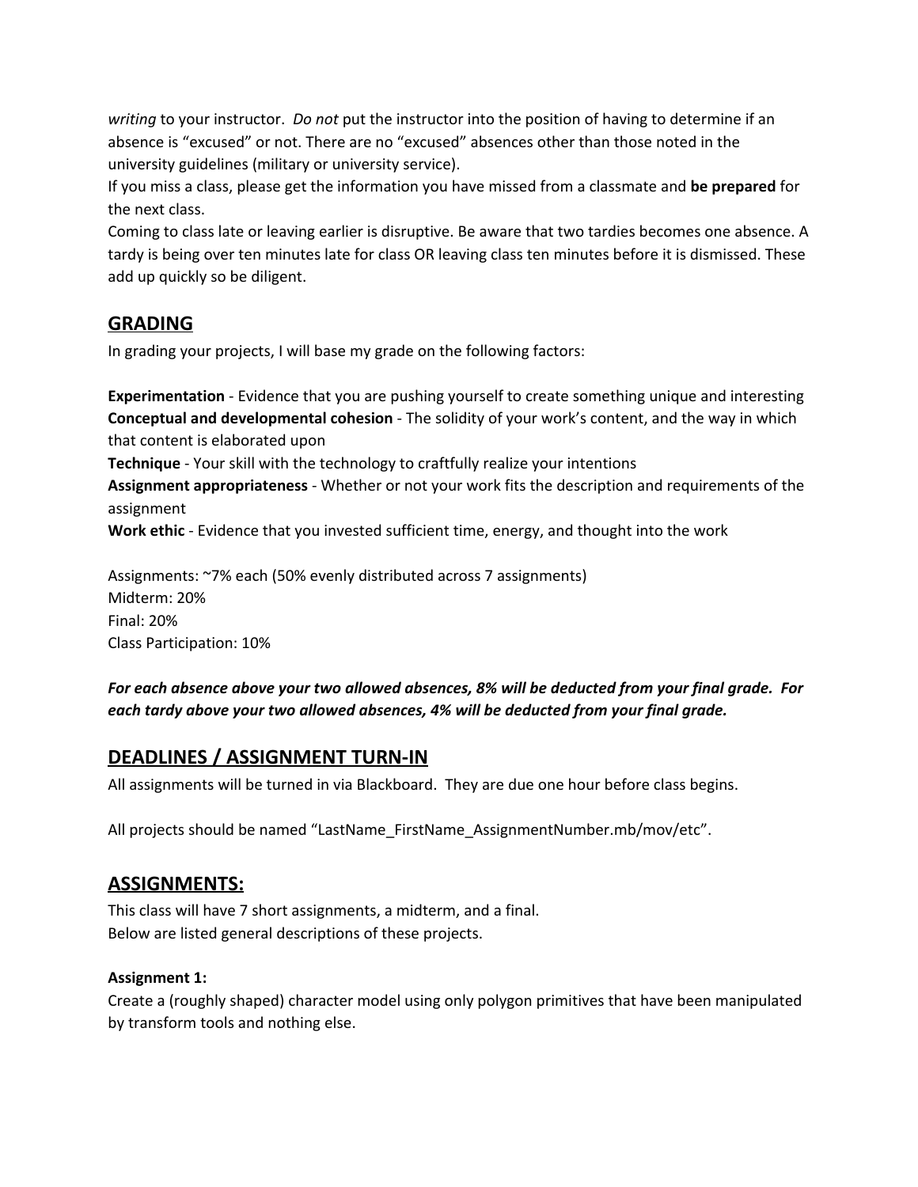*writing* to your instructor. *Do not* put the instructor into the position of having to determine if an absence is "excused" or not. There are no "excused" absences other than those noted in the university guidelines (military or university service).
If you miss a class, please get the information you have missed from a classmate and **be prepared** for the next class.
Coming to class late or leaving earlier is disruptive. Be aware that two tardies becomes one absence. A tardy is being over ten minutes late for class OR leaving class ten minutes before it is dismissed. These add up quickly so be diligent.

## GRADING

In grading your projects, I will base my grade on the following factors:

**Experimentation** - Evidence that you are pushing yourself to create something unique and interesting
**Conceptual and developmental cohesion** - The solidity of your work's content, and the way in which that content is elaborated upon
**Technique** - Your skill with the technology to craftfully realize your intentions
**Assignment appropriateness** - Whether or not your work fits the description and requirements of the assignment
**Work ethic** - Evidence that you invested sufficient time, energy, and thought into the work

Assignments: ~7% each (50% evenly distributed across 7 assignments)
Midterm: 20%
Final: 20%
Class Participation: 10%

***For each absence above your two allowed absences, 8% will be deducted from your final grade. For each tardy above your two allowed absences, 4% will be deducted from your final grade.***

## DEADLINES / ASSIGNMENT TURN-IN

All assignments will be turned in via Blackboard. They are due one hour before class begins.

All projects should be named "LastName_FirstName_AssignmentNumber.mb/mov/etc".

## ASSIGNMENTS:

This class will have 7 short assignments, a midterm, and a final.
Below are listed general descriptions of these projects.

**Assignment 1:**
Create a (roughly shaped) character model using only polygon primitives that have been manipulated by transform tools and nothing else.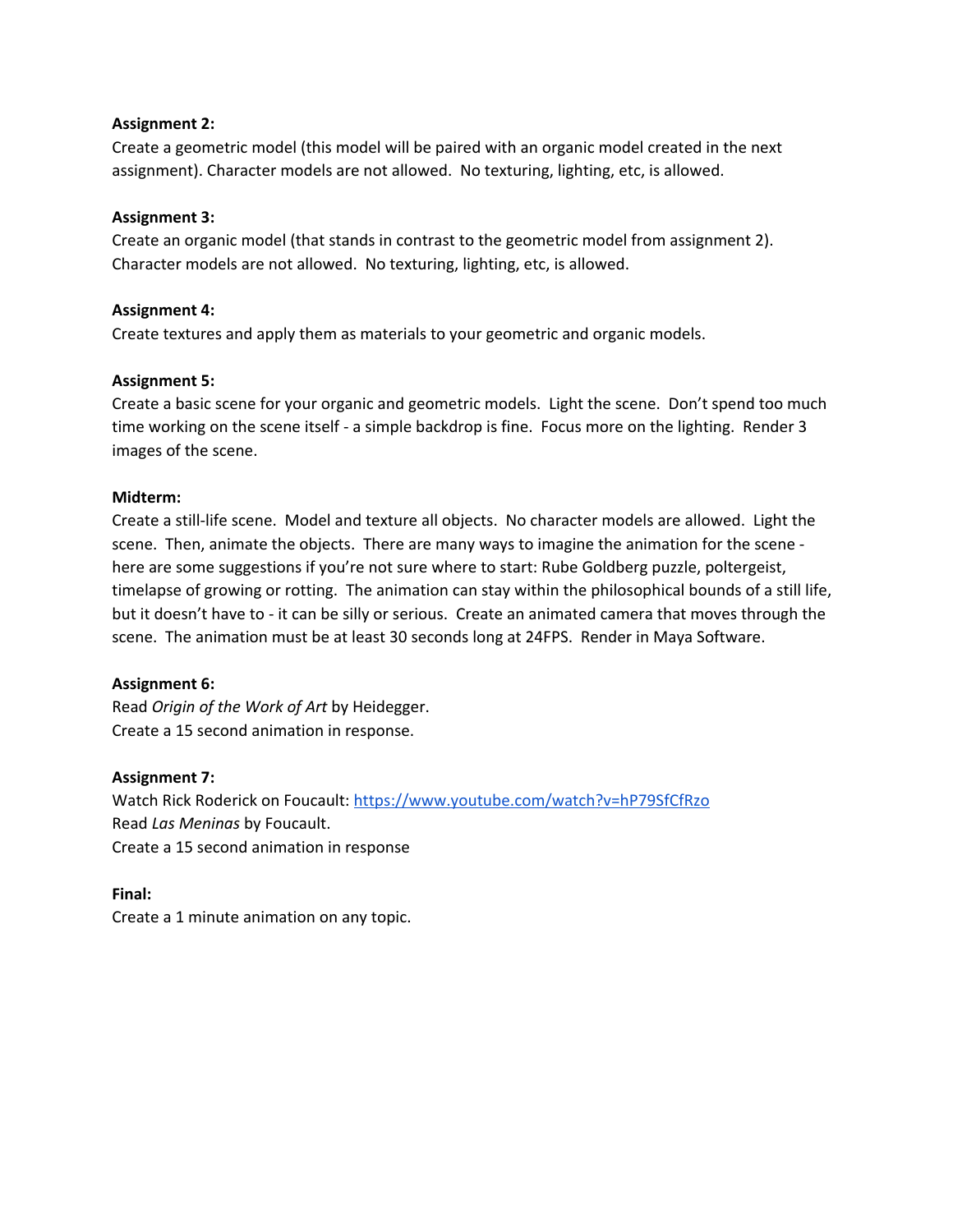**Assignment 2:**
Create a geometric model (this model will be paired with an organic model created in the next assignment). Character models are not allowed. No texturing, lighting, etc, is allowed.

**Assignment 3:**
Create an organic model (that stands in contrast to the geometric model from assignment 2). Character models are not allowed. No texturing, lighting, etc, is allowed.

**Assignment 4:**
Create textures and apply them as materials to your geometric and organic models.

**Assignment 5:**
Create a basic scene for your organic and geometric models. Light the scene. Don't spend too much time working on the scene itself - a simple backdrop is fine. Focus more on the lighting. Render 3 images of the scene.

**Midterm:**
Create a still-life scene. Model and texture all objects. No character models are allowed. Light the scene. Then, animate the objects. There are many ways to imagine the animation for the scene - here are some suggestions if you're not sure where to start: Rube Goldberg puzzle, poltergeist, timelapse of growing or rotting. The animation can stay within the philosophical bounds of a still life, but it doesn't have to - it can be silly or serious. Create an animated camera that moves through the scene. The animation must be at least 30 seconds long at 24FPS. Render in Maya Software.

**Assignment 6:**
Read *Origin of the Work of Art* by Heidegger.
Create a 15 second animation in response.

**Assignment 7:**
Watch Rick Roderick on Foucault: [https://www.youtube.com/watch?v=hP79SfCfRzo](https://www.youtube.com/watch?v=hP79SfCfRzo)
Read *Las Meninas* by Foucault.
Create a 15 second animation in response

**Final:**
Create a 1 minute animation on any topic.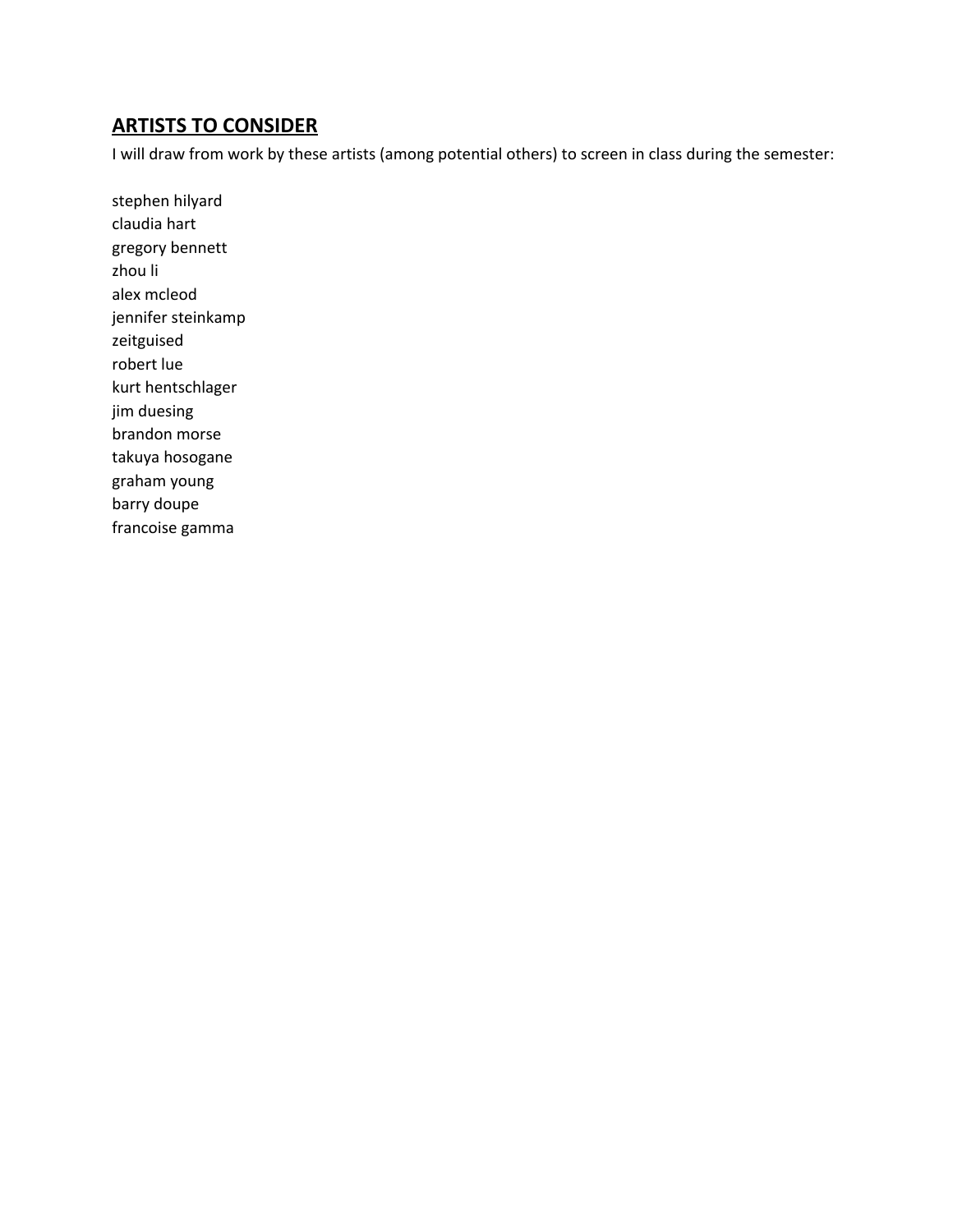## ARTISTS TO CONSIDER

I will draw from work by these artists (among potential others) to screen in class during the semester:

stephen hilyard
claudia hart
gregory bennett
zhou li
alex mcleod
jennifer steinkamp
zeitguised
robert lue
kurt hentschlager
jim duesing
brandon morse
takuya hosogane
graham young
barry doupe
francoise gamma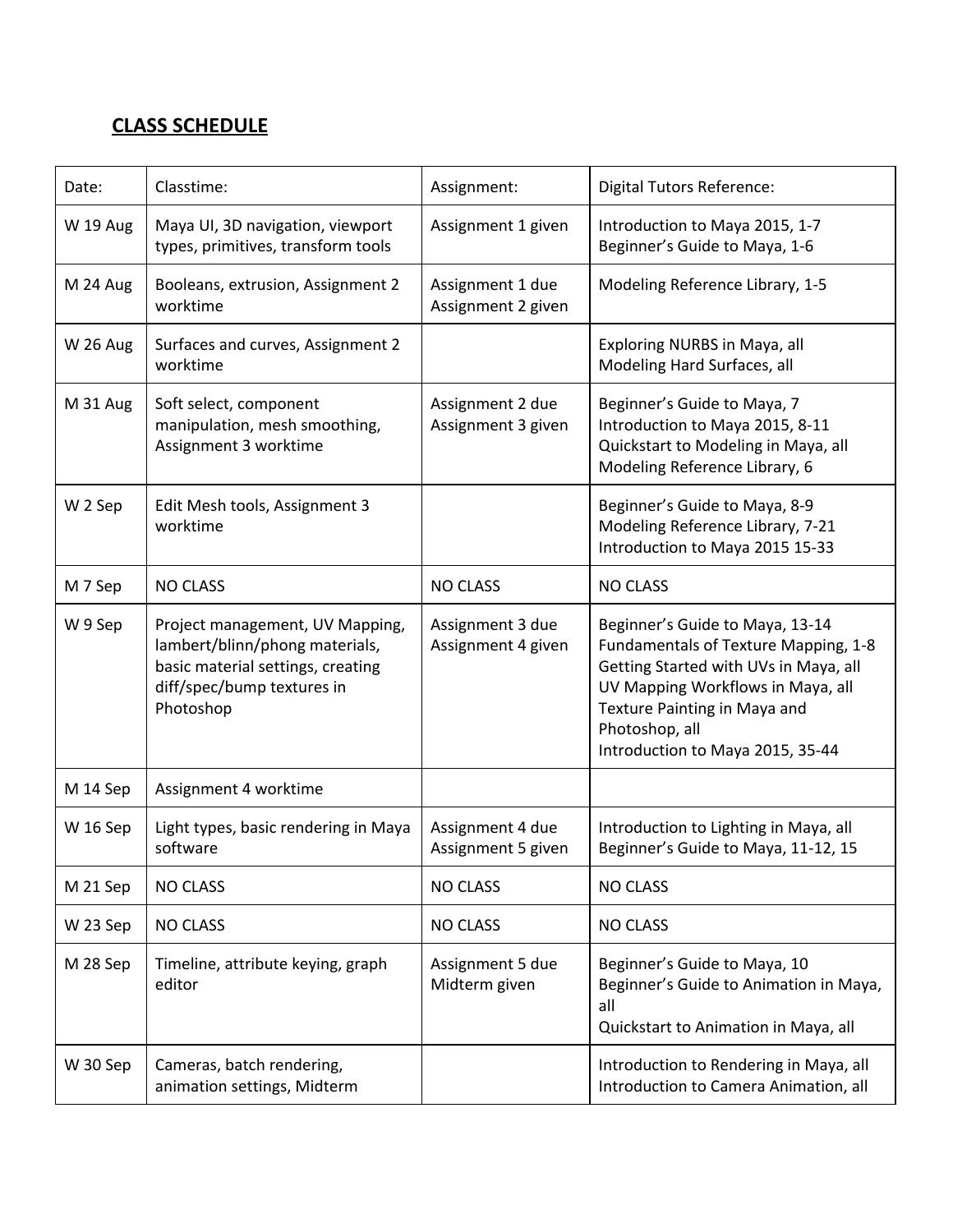## CLASS SCHEDULE

| Date: | Classtime: | Assignment: | Digital Tutors Reference: |
|---|---|---|---|
| W 19 Aug | Maya UI, 3D navigation, viewport types, primitives, transform tools | Assignment 1 given | Introduction to Maya 2015, 1-7<br>Beginner's Guide to Maya, 1-6 |
| M 24 Aug | Booleans, extrusion, Assignment 2 worktime | Assignment 1 due<br>Assignment 2 given | Modeling Reference Library, 1-5 |
| W 26 Aug | Surfaces and curves, Assignment 2 worktime | | Exploring NURBS in Maya, all<br>Modeling Hard Surfaces, all |
| M 31 Aug | Soft select, component manipulation, mesh smoothing, Assignment 3 worktime | Assignment 2 due<br>Assignment 3 given | Beginner's Guide to Maya, 7<br>Introduction to Maya 2015, 8-11<br>Quickstart to Modeling in Maya, all<br>Modeling Reference Library, 6 |
| W 2 Sep | Edit Mesh tools, Assignment 3 worktime | | Beginner's Guide to Maya, 8-9<br>Modeling Reference Library, 7-21<br>Introduction to Maya 2015 15-33 |
| M 7 Sep | NO CLASS | NO CLASS | NO CLASS |
| W 9 Sep | Project management, UV Mapping, lambert/blinn/phong materials, basic material settings, creating diff/spec/bump textures in Photoshop | Assignment 3 due<br>Assignment 4 given | Beginner's Guide to Maya, 13-14<br>Fundamentals of Texture Mapping, 1-8<br>Getting Started with UVs in Maya, all<br>UV Mapping Workflows in Maya, all<br>Texture Painting in Maya and Photoshop, all<br>Introduction to Maya 2015, 35-44 |
| M 14 Sep | Assignment 4 worktime | | |
| W 16 Sep | Light types, basic rendering in Maya software | Assignment 4 due<br>Assignment 5 given | Introduction to Lighting in Maya, all<br>Beginner's Guide to Maya, 11-12, 15 |
| M 21 Sep | NO CLASS | NO CLASS | NO CLASS |
| W 23 Sep | NO CLASS | NO CLASS | NO CLASS |
| M 28 Sep | Timeline, attribute keying, graph editor | Assignment 5 due<br>Midterm given | Beginner's Guide to Maya, 10<br>Beginner's Guide to Animation in Maya, all<br>Quickstart to Animation in Maya, all |
| W 30 Sep | Cameras, batch rendering, animation settings, Midterm | | Introduction to Rendering in Maya, all<br>Introduction to Camera Animation, all |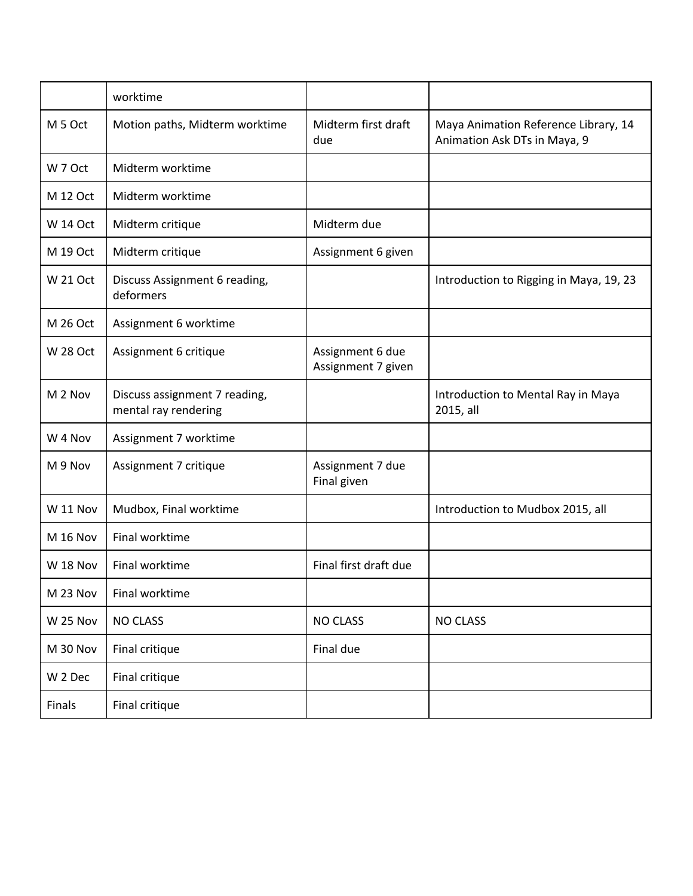| | | | |
|---|---|---|---|
| | worktime | | |
| M 5 Oct | Motion paths, Midterm worktime | Midterm first draft due | Maya Animation Reference Library, 14 Animation Ask DTs in Maya, 9 |
| W 7 Oct | Midterm worktime | | |
| M 12 Oct | Midterm worktime | | |
| W 14 Oct | Midterm critique | Midterm due | |
| M 19 Oct | Midterm critique | Assignment 6 given | |
| W 21 Oct | Discuss Assignment 6 reading, deformers | | Introduction to Rigging in Maya, 19, 23 |
| M 26 Oct | Assignment 6 worktime | | |
| W 28 Oct | Assignment 6 critique | Assignment 6 due Assignment 7 given | |
| M 2 Nov | Discuss assignment 7 reading, mental ray rendering | | Introduction to Mental Ray in Maya 2015, all |
| W 4 Nov | Assignment 7 worktime | | |
| M 9 Nov | Assignment 7 critique | Assignment 7 due Final given | |
| W 11 Nov | Mudbox, Final worktime | | Introduction to Mudbox 2015, all |
| M 16 Nov | Final worktime | | |
| W 18 Nov | Final worktime | Final first draft due | |
| M 23 Nov | Final worktime | | |
| W 25 Nov | NO CLASS | NO CLASS | NO CLASS |
| M 30 Nov | Final critique | Final due | |
| W 2 Dec | Final critique | | |
| Finals | Final critique | | |